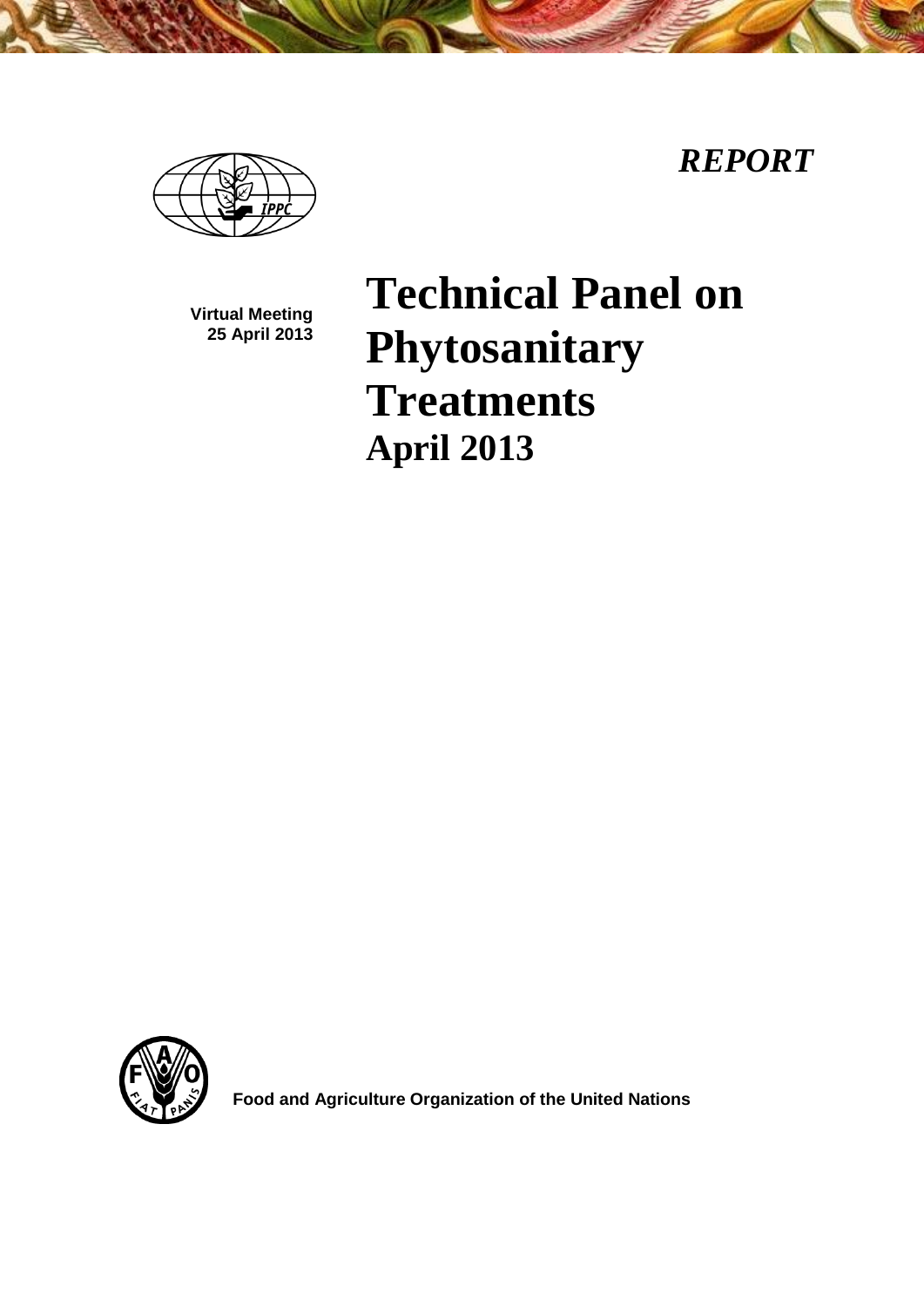*REPORT*

**Virtual Meeting**
**25 April 2013**

# Technical Panel on Phytosanitary Treatments

## April 2013

**Food and Agriculture Organization of the United Nations**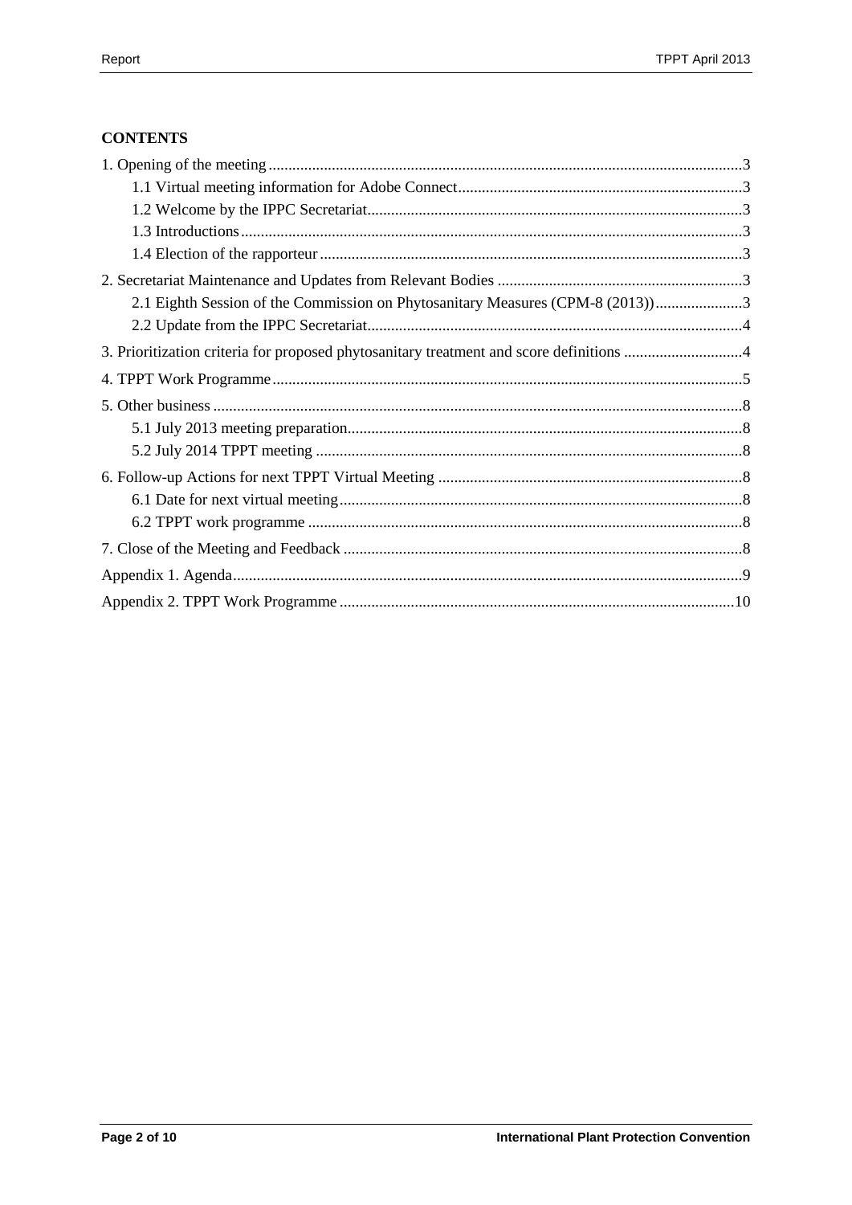**CONTENTS**

1. Opening of the meeting ........................................................................................................3
    - 1.1 Virtual meeting information for Adobe Connect........................................................................3
    - 1.2 Welcome by the IPPC Secretariat..............................................................................................3
    - 1.3 Introductions..............................................................................................................................3
    - 1.4 Election of the rapporteur ..........................................................................................................3
2. Secretariat Maintenance and Updates from Relevant Bodies ..............................................................3
    - 2.1 Eighth Session of the Commission on Phytosanitary Measures (CPM-8 (2013))......................3
    - 2.2 Update from the IPPC Secretariat..............................................................................................4
3. Prioritization criteria for proposed phytosanitary treatment and score definitions ..............................4
4. TPPT Work Programme .......................................................................................................................5
5. Other business .....................................................................................................................................8
    - 5.1 July 2013 meeting preparation...................................................................................................8
    - 5.2 July 2014 TPPT meeting ...........................................................................................................8
6. Follow-up Actions for next TPPT Virtual Meeting .............................................................................8
    - 6.1 Date for next virtual meeting.....................................................................................................8
    - 6.2 TPPT work programme .............................................................................................................8
7. Close of the Meeting and Feedback ....................................................................................................8

Appendix 1. Agenda................................................................................................................................9

Appendix 2. TPPT Work Programme ...................................................................................................10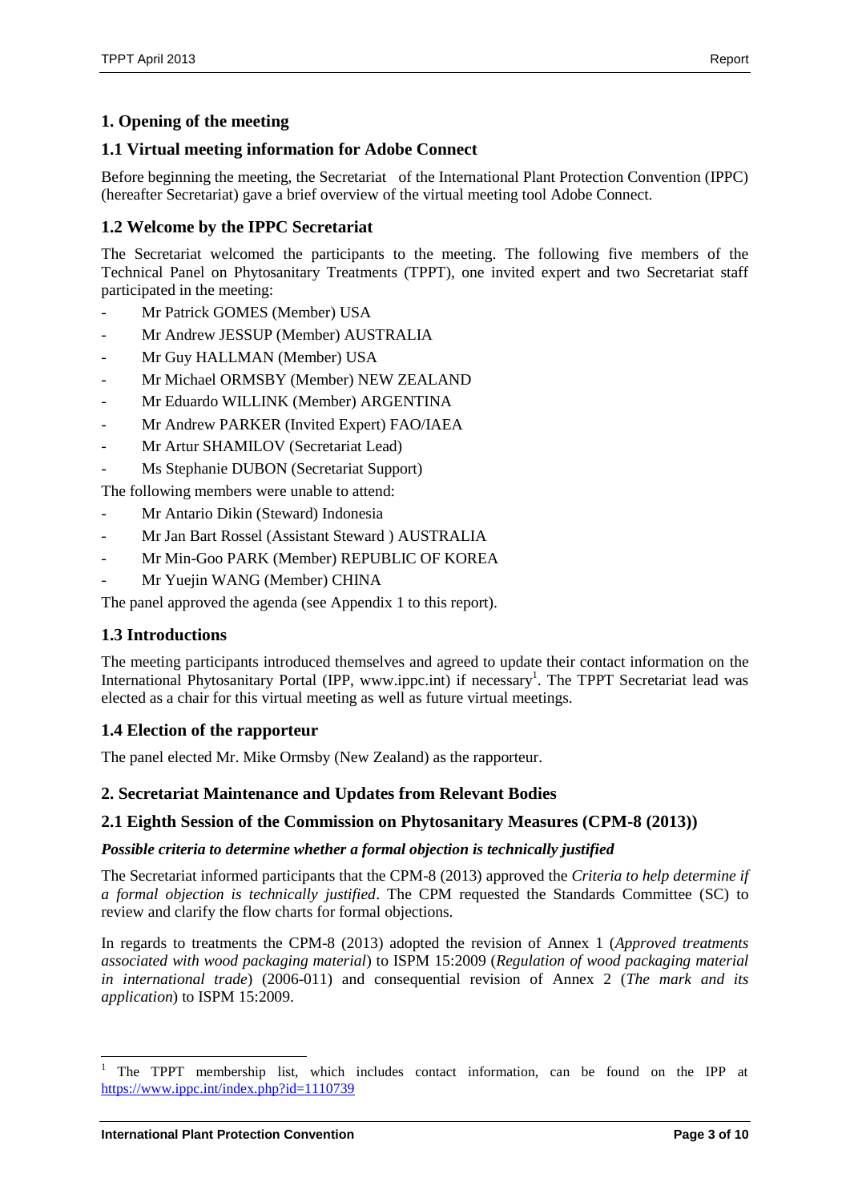## 1. Opening of the meeting

### 1.1 Virtual meeting information for Adobe Connect

Before beginning the meeting, the Secretariat of the International Plant Protection Convention (IPPC) (hereafter Secretariat) gave a brief overview of the virtual meeting tool Adobe Connect.

### 1.2 Welcome by the IPPC Secretariat

The Secretariat welcomed the participants to the meeting. The following five members of the Technical Panel on Phytosanitary Treatments (TPPT), one invited expert and two Secretariat staff participated in the meeting:

- Mr Patrick GOMES (Member) USA
- Mr Andrew JESSUP (Member) AUSTRALIA
- Mr Guy HALLMAN (Member) USA
- Mr Michael ORMSBY (Member) NEW ZEALAND
- Mr Eduardo WILLINK (Member) ARGENTINA
- Mr Andrew PARKER (Invited Expert) FAO/IAEA
- Mr Artur SHAMILOV (Secretariat Lead)
- Ms Stephanie DUBON (Secretariat Support)

The following members were unable to attend:

- Mr Antario Dikin (Steward) Indonesia
- Mr Jan Bart Rossel (Assistant Steward ) AUSTRALIA
- Mr Min-Goo PARK (Member) REPUBLIC OF KOREA
- Mr Yuejin WANG (Member) CHINA

The panel approved the agenda (see Appendix 1 to this report).

### 1.3 Introductions

The meeting participants introduced themselves and agreed to update their contact information on the International Phytosanitary Portal (IPP, www.ippc.int) if necessary[1]. The TPPT Secretariat lead was elected as a chair for this virtual meeting as well as future virtual meetings.

### 1.4 Election of the rapporteur

The panel elected Mr. Mike Ormsby (New Zealand) as the rapporteur.

## 2. Secretariat Maintenance and Updates from Relevant Bodies

### 2.1 Eighth Session of the Commission on Phytosanitary Measures (CPM-8 (2013))

***Possible criteria to determine whether a formal objection is technically justified***

The Secretariat informed participants that the CPM-8 (2013) approved the *Criteria to help determine if a formal objection is technically justified*. The CPM requested the Standards Committee (SC) to review and clarify the flow charts for formal objections.

In regards to treatments the CPM-8 (2013) adopted the revision of Annex 1 (*Approved treatments associated with wood packaging material*) to ISPM 15:2009 (*Regulation of wood packaging material in international trade*) (2006-011) and consequential revision of Annex 2 (*The mark and its application*) to ISPM 15:2009.

---

[1] The TPPT membership list, which includes contact information, can be found on the IPP at https://www.ippc.int/index.php?id=1110739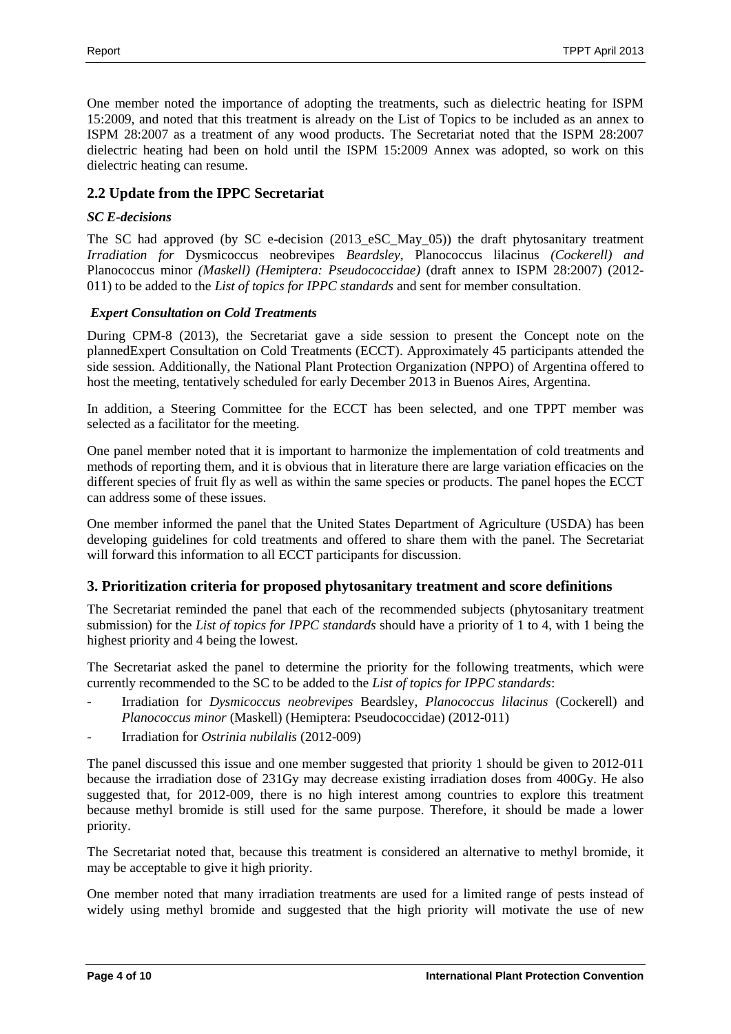One member noted the importance of adopting the treatments, such as dielectric heating for ISPM 15:2009, and noted that this treatment is already on the List of Topics to be included as an annex to ISPM 28:2007 as a treatment of any wood products. The Secretariat noted that the ISPM 28:2007 dielectric heating had been on hold until the ISPM 15:2009 Annex was adopted, so work on this dielectric heating can resume.

## 2.2 Update from the IPPC Secretariat

### *SC E-decisions*

The SC had approved (by SC e-decision (2013_eSC_May_05)) the draft phytosanitary treatment *Irradiation for* Dysmicoccus neobrevipes *Beardsley,* Planococcus lilacinus *(Cockerell) and* Planococcus minor *(Maskell) (Hemiptera: Pseudococcidae)* (draft annex to ISPM 28:2007) (2012-011) to be added to the *List of topics for IPPC standards* and sent for member consultation.

### *Expert Consultation on Cold Treatments*

During CPM-8 (2013), the Secretariat gave a side session to present the Concept note on the plannedExpert Consultation on Cold Treatments (ECCT). Approximately 45 participants attended the side session. Additionally, the National Plant Protection Organization (NPPO) of Argentina offered to host the meeting, tentatively scheduled for early December 2013 in Buenos Aires, Argentina.

In addition, a Steering Committee for the ECCT has been selected, and one TPPT member was selected as a facilitator for the meeting.

One panel member noted that it is important to harmonize the implementation of cold treatments and methods of reporting them, and it is obvious that in literature there are large variation efficacies on the different species of fruit fly as well as within the same species or products. The panel hopes the ECCT can address some of these issues.

One member informed the panel that the United States Department of Agriculture (USDA) has been developing guidelines for cold treatments and offered to share them with the panel. The Secretariat will forward this information to all ECCT participants for discussion.

## 3. Prioritization criteria for proposed phytosanitary treatment and score definitions

The Secretariat reminded the panel that each of the recommended subjects (phytosanitary treatment submission) for the *List of topics for IPPC standards* should have a priority of 1 to 4, with 1 being the highest priority and 4 being the lowest.

The Secretariat asked the panel to determine the priority for the following treatments, which were currently recommended to the SC to be added to the *List of topics for IPPC standards*:

- Irradiation for *Dysmicoccus neobrevipes* Beardsley, *Planococcus lilacinus* (Cockerell) and *Planococcus minor* (Maskell) (Hemiptera: Pseudococcidae) (2012-011)
- Irradiation for *Ostrinia nubilalis* (2012-009)

The panel discussed this issue and one member suggested that priority 1 should be given to 2012-011 because the irradiation dose of 231Gy may decrease existing irradiation doses from 400Gy. He also suggested that, for 2012-009, there is no high interest among countries to explore this treatment because methyl bromide is still used for the same purpose. Therefore, it should be made a lower priority.

The Secretariat noted that, because this treatment is considered an alternative to methyl bromide, it may be acceptable to give it high priority.

One member noted that many irradiation treatments are used for a limited range of pests instead of widely using methyl bromide and suggested that the high priority will motivate the use of new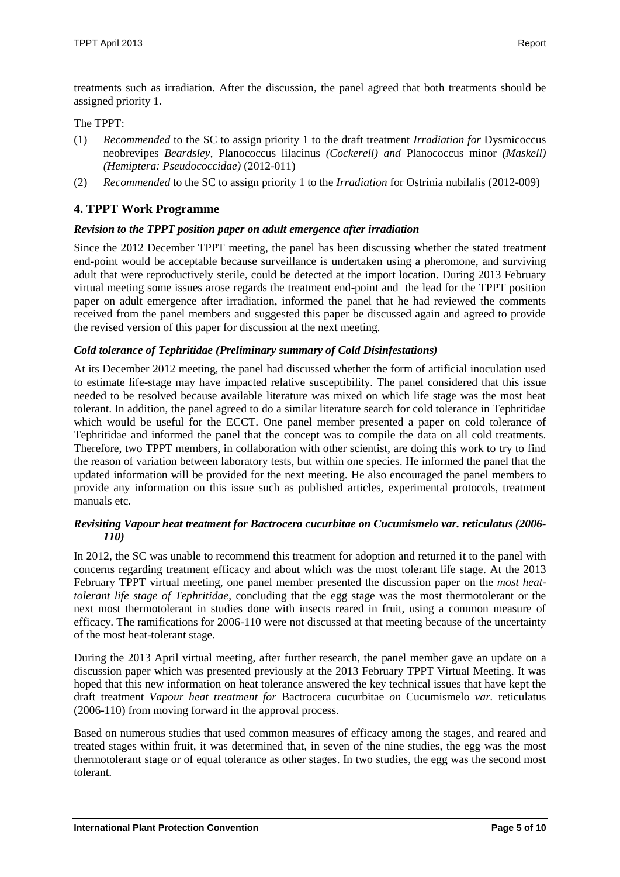treatments such as irradiation. After the discussion, the panel agreed that both treatments should be assigned priority 1.

The TPPT:

(1) *Recommended* to the SC to assign priority 1 to the draft treatment *Irradiation for* Dysmicoccus neobrevipes *Beardsley,* Planococcus lilacinus *(Cockerell) and* Planococcus minor *(Maskell) (Hemiptera: Pseudococcidae)* (2012-011)

(2) *Recommended* to the SC to assign priority 1 to the *Irradiation* for Ostrinia nubilalis (2012-009)

## 4. TPPT Work Programme

### *Revision to the TPPT position paper on adult emergence after irradiation*

Since the 2012 December TPPT meeting, the panel has been discussing whether the stated treatment end-point would be acceptable because surveillance is undertaken using a pheromone, and surviving adult that were reproductively sterile, could be detected at the import location. During 2013 February virtual meeting some issues arose regards the treatment end-point and the lead for the TPPT position paper on adult emergence after irradiation, informed the panel that he had reviewed the comments received from the panel members and suggested this paper be discussed again and agreed to provide the revised version of this paper for discussion at the next meeting.

### *Cold tolerance of Tephritidae (Preliminary summary of Cold Disinfestations)*

At its December 2012 meeting, the panel had discussed whether the form of artificial inoculation used to estimate life-stage may have impacted relative susceptibility. The panel considered that this issue needed to be resolved because available literature was mixed on which life stage was the most heat tolerant. In addition, the panel agreed to do a similar literature search for cold tolerance in Tephritidae which would be useful for the ECCT. One panel member presented a paper on cold tolerance of Tephritidae and informed the panel that the concept was to compile the data on all cold treatments. Therefore, two TPPT members, in collaboration with other scientist, are doing this work to try to find the reason of variation between laboratory tests, but within one species. He informed the panel that the updated information will be provided for the next meeting. He also encouraged the panel members to provide any information on this issue such as published articles, experimental protocols, treatment manuals etc.

### *Revisiting Vapour heat treatment for Bactrocera cucurbitae on Cucumismelo var. reticulatus (2006-110)*

In 2012, the SC was unable to recommend this treatment for adoption and returned it to the panel with concerns regarding treatment efficacy and about which was the most tolerant life stage. At the 2013 February TPPT virtual meeting, one panel member presented the discussion paper on the *most heat-tolerant life stage of Tephritidae*, concluding that the egg stage was the most thermotolerant or the next most thermotolerant in studies done with insects reared in fruit, using a common measure of efficacy. The ramifications for 2006-110 were not discussed at that meeting because of the uncertainty of the most heat-tolerant stage.

During the 2013 April virtual meeting, after further research, the panel member gave an update on a discussion paper which was presented previously at the 2013 February TPPT Virtual Meeting. It was hoped that this new information on heat tolerance answered the key technical issues that have kept the draft treatment *Vapour heat treatment for* Bactrocera cucurbitae *on* Cucumismelo *var.* reticulatus (2006-110) from moving forward in the approval process.

Based on numerous studies that used common measures of efficacy among the stages, and reared and treated stages within fruit, it was determined that, in seven of the nine studies, the egg was the most thermotolerant stage or of equal tolerance as other stages. In two studies, the egg was the second most tolerant.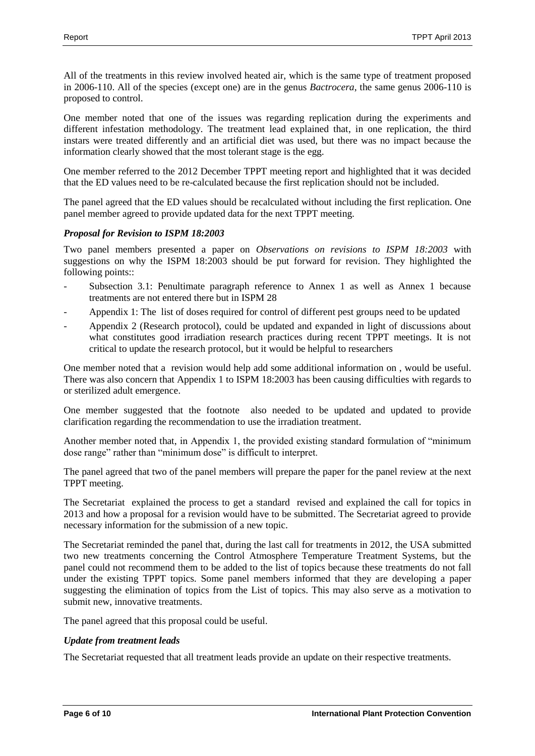All of the treatments in this review involved heated air, which is the same type of treatment proposed in 2006-110. All of the species (except one) are in the genus *Bactrocera*, the same genus 2006-110 is proposed to control.

One member noted that one of the issues was regarding replication during the experiments and different infestation methodology. The treatment lead explained that, in one replication, the third instars were treated differently and an artificial diet was used, but there was no impact because the information clearly showed that the most tolerant stage is the egg.

One member referred to the 2012 December TPPT meeting report and highlighted that it was decided that the ED values need to be re-calculated because the first replication should not be included.

The panel agreed that the ED values should be recalculated without including the first replication. One panel member agreed to provide updated data for the next TPPT meeting.

### *Proposal for Revision to ISPM 18:2003*

Two panel members presented a paper on *Observations on revisions to ISPM 18:2003* with suggestions on why the ISPM 18:2003 should be put forward for revision. They highlighted the following points::

- Subsection 3.1: Penultimate paragraph reference to Annex 1 as well as Annex 1 because treatments are not entered there but in ISPM 28
- Appendix 1: The list of doses required for control of different pest groups need to be updated
- Appendix 2 (Research protocol), could be updated and expanded in light of discussions about what constitutes good irradiation research practices during recent TPPT meetings. It is not critical to update the research protocol, but it would be helpful to researchers

One member noted that a revision would help add some additional information on , would be useful. There was also concern that Appendix 1 to ISPM 18:2003 has been causing difficulties with regards to or sterilized adult emergence.

One member suggested that the footnote also needed to be updated and updated to provide clarification regarding the recommendation to use the irradiation treatment.

Another member noted that, in Appendix 1, the provided existing standard formulation of "minimum dose range" rather than "minimum dose" is difficult to interpret.

The panel agreed that two of the panel members will prepare the paper for the panel review at the next TPPT meeting.

The Secretariat explained the process to get a standard revised and explained the call for topics in 2013 and how a proposal for a revision would have to be submitted. The Secretariat agreed to provide necessary information for the submission of a new topic.

The Secretariat reminded the panel that, during the last call for treatments in 2012, the USA submitted two new treatments concerning the Control Atmosphere Temperature Treatment Systems, but the panel could not recommend them to be added to the list of topics because these treatments do not fall under the existing TPPT topics. Some panel members informed that they are developing a paper suggesting the elimination of topics from the List of topics. This may also serve as a motivation to submit new, innovative treatments.

The panel agreed that this proposal could be useful.

### *Update from treatment leads*

The Secretariat requested that all treatment leads provide an update on their respective treatments.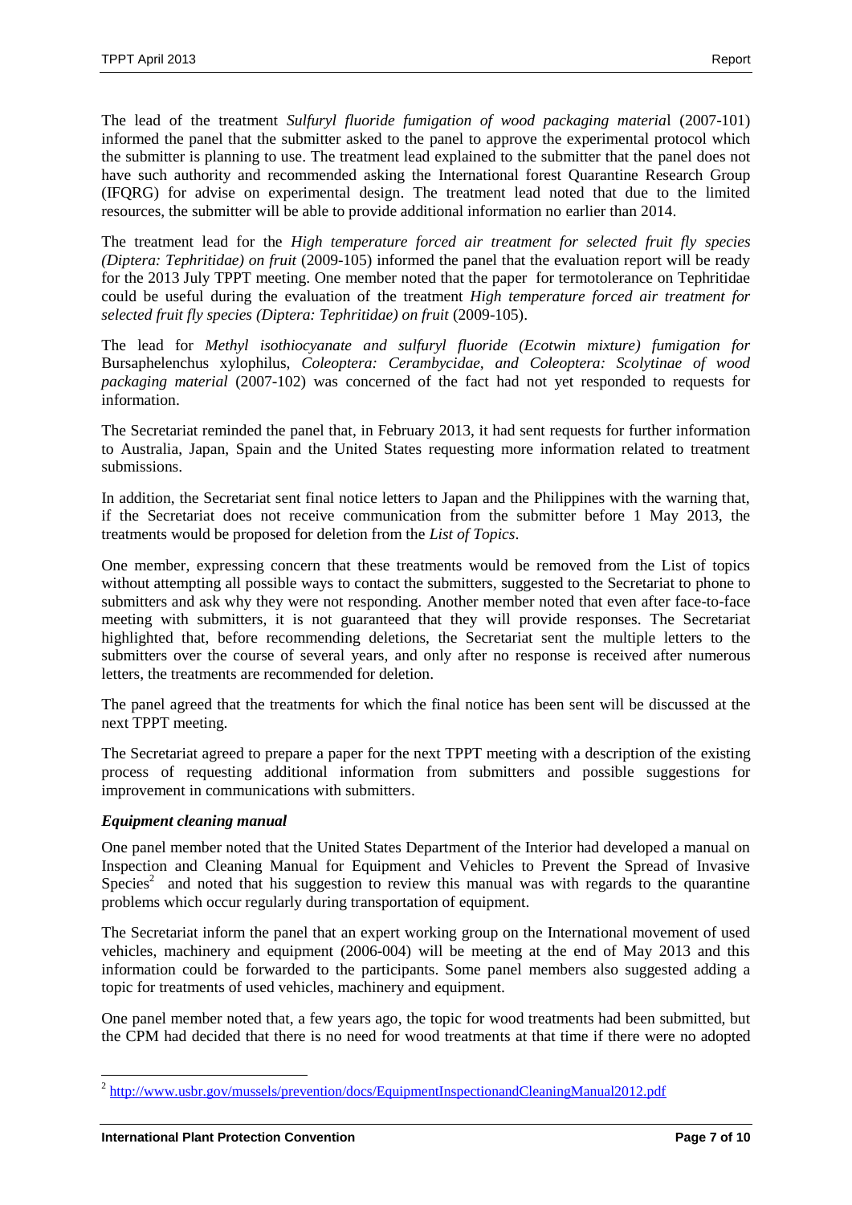The lead of the treatment *Sulfuryl fluoride fumigation of wood packaging materia*l (2007-101) informed the panel that the submitter asked to the panel to approve the experimental protocol which the submitter is planning to use. The treatment lead explained to the submitter that the panel does not have such authority and recommended asking the International forest Quarantine Research Group (IFQRG) for advise on experimental design. The treatment lead noted that due to the limited resources, the submitter will be able to provide additional information no earlier than 2014.

The treatment lead for the *High temperature forced air treatment for selected fruit fly species (Diptera: Tephritidae) on fruit* (2009-105) informed the panel that the evaluation report will be ready for the 2013 July TPPT meeting. One member noted that the paper for termotolerance on Tephritidae could be useful during the evaluation of the treatment *High temperature forced air treatment for selected fruit fly species (Diptera: Tephritidae) on fruit* (2009-105).

The lead for *Methyl isothiocyanate and sulfuryl fluoride (Ecotwin mixture) fumigation for* Bursaphelenchus xylophilus*, Coleoptera: Cerambycidae, and Coleoptera: Scolytinae of wood packaging material* (2007-102) was concerned of the fact had not yet responded to requests for information.

The Secretariat reminded the panel that, in February 2013, it had sent requests for further information to Australia, Japan, Spain and the United States requesting more information related to treatment submissions.

In addition, the Secretariat sent final notice letters to Japan and the Philippines with the warning that, if the Secretariat does not receive communication from the submitter before 1 May 2013, the treatments would be proposed for deletion from the *List of Topics*.

One member, expressing concern that these treatments would be removed from the List of topics without attempting all possible ways to contact the submitters, suggested to the Secretariat to phone to submitters and ask why they were not responding. Another member noted that even after face-to-face meeting with submitters, it is not guaranteed that they will provide responses. The Secretariat highlighted that, before recommending deletions, the Secretariat sent the multiple letters to the submitters over the course of several years, and only after no response is received after numerous letters, the treatments are recommended for deletion.

The panel agreed that the treatments for which the final notice has been sent will be discussed at the next TPPT meeting.

The Secretariat agreed to prepare a paper for the next TPPT meeting with a description of the existing process of requesting additional information from submitters and possible suggestions for improvement in communications with submitters.

### *Equipment cleaning manual*

One panel member noted that the United States Department of the Interior had developed a manual on Inspection and Cleaning Manual for Equipment and Vehicles to Prevent the Spread of Invasive Species[2] and noted that his suggestion to review this manual was with regards to the quarantine problems which occur regularly during transportation of equipment.

The Secretariat inform the panel that an expert working group on the International movement of used vehicles, machinery and equipment (2006-004) will be meeting at the end of May 2013 and this information could be forwarded to the participants. Some panel members also suggested adding a topic for treatments of used vehicles, machinery and equipment.

One panel member noted that, a few years ago, the topic for wood treatments had been submitted, but the CPM had decided that there is no need for wood treatments at that time if there were no adopted

[2] http://www.usbr.gov/mussels/prevention/docs/EquipmentInspectionandCleaningManual2012.pdf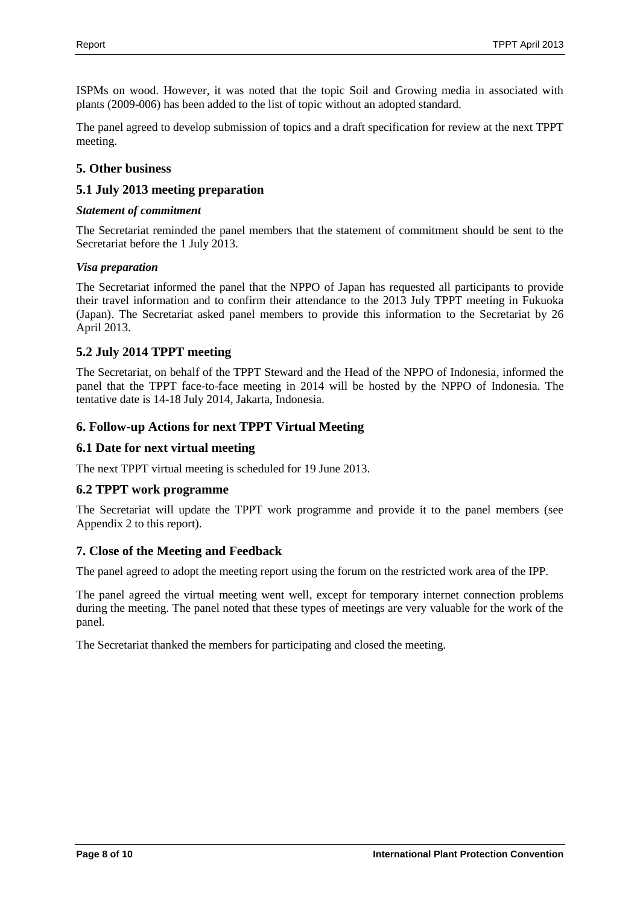ISPMs on wood. However, it was noted that the topic Soil and Growing media in associated with plants (2009-006) has been added to the list of topic without an adopted standard.

The panel agreed to develop submission of topics and a draft specification for review at the next TPPT meeting.

## 5. Other business

### 5.1 July 2013 meeting preparation

***Statement of commitment***

The Secretariat reminded the panel members that the statement of commitment should be sent to the Secretariat before the 1 July 2013.

***Visa preparation***

The Secretariat informed the panel that the NPPO of Japan has requested all participants to provide their travel information and to confirm their attendance to the 2013 July TPPT meeting in Fukuoka (Japan). The Secretariat asked panel members to provide this information to the Secretariat by 26 April 2013.

### 5.2 July 2014 TPPT meeting

The Secretariat, on behalf of the TPPT Steward and the Head of the NPPO of Indonesia, informed the panel that the TPPT face-to-face meeting in 2014 will be hosted by the NPPO of Indonesia. The tentative date is 14-18 July 2014, Jakarta, Indonesia.

## 6. Follow-up Actions for next TPPT Virtual Meeting

### 6.1 Date for next virtual meeting

The next TPPT virtual meeting is scheduled for 19 June 2013.

### 6.2 TPPT work programme

The Secretariat will update the TPPT work programme and provide it to the panel members (see Appendix 2 to this report).

## 7. Close of the Meeting and Feedback

The panel agreed to adopt the meeting report using the forum on the restricted work area of the IPP.

The panel agreed the virtual meeting went well, except for temporary internet connection problems during the meeting. The panel noted that these types of meetings are very valuable for the work of the panel.

The Secretariat thanked the members for participating and closed the meeting.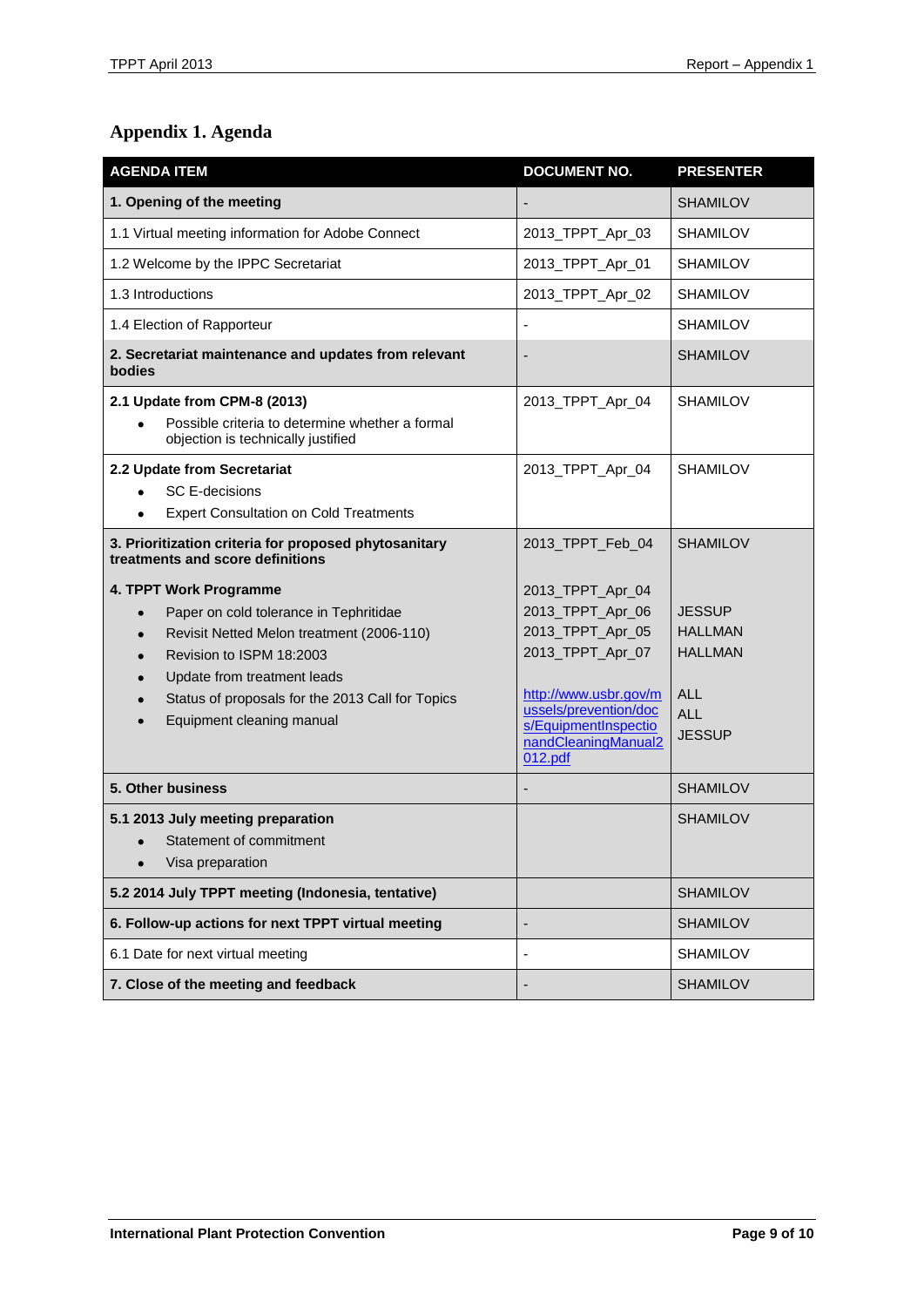# Appendix 1. Agenda

| AGENDA ITEM | DOCUMENT NO. | PRESENTER |
|---|---|---|
| **1. Opening of the meeting** | - | SHAMILOV |
| 1.1 Virtual meeting information for Adobe Connect | 2013_TPPT_Apr_03 | SHAMILOV |
| 1.2 Welcome by the IPPC Secretariat | 2013_TPPT_Apr_01 | SHAMILOV |
| 1.3 Introductions | 2013_TPPT_Apr_02 | SHAMILOV |
| 1.4 Election of Rapporteur | - | SHAMILOV |
| **2. Secretariat maintenance and updates from relevant bodies** | - | SHAMILOV |
| **2.1 Update from CPM-8 (2013)**<br>• Possible criteria to determine whether a formal objection is technically justified | 2013_TPPT_Apr_04 | SHAMILOV |
| **2.2 Update from Secretariat**<br>• SC E-decisions<br>• Expert Consultation on Cold Treatments | 2013_TPPT_Apr_04 | SHAMILOV |
| **3. Prioritization criteria for proposed phytosanitary treatments and score definitions** | 2013_TPPT_Feb_04 | SHAMILOV |
| **4. TPPT Work Programme**<br>• Paper on cold tolerance in Tephritidae<br>• Revisit Netted Melon treatment (2006-110)<br>• Revision to ISPM 18:2003<br>• Update from treatment leads<br>• Status of proposals for the 2013 Call for Topics<br>• Equipment cleaning manual | 2013_TPPT_Apr_04<br>2013_TPPT_Apr_06<br>2013_TPPT_Apr_05<br>2013_TPPT_Apr_07<br><br>http://www.usbr.gov/mussels/prevention/docs/EquipmentInspectionandCleaningManual2012.pdf | <br>JESSUP<br>HALLMAN<br>HALLMAN<br><br>ALL<br>ALL<br>JESSUP |
| **5. Other business** | - | SHAMILOV |
| **5.1 2013 July meeting preparation**<br>• Statement of commitment<br>• Visa preparation | | SHAMILOV |
| **5.2 2014 July TPPT meeting (Indonesia, tentative)** | | SHAMILOV |
| **6. Follow-up actions for next TPPT virtual meeting** | - | SHAMILOV |
| 6.1 Date for next virtual meeting | - | SHAMILOV |
| **7. Close of the meeting and feedback** | - | SHAMILOV |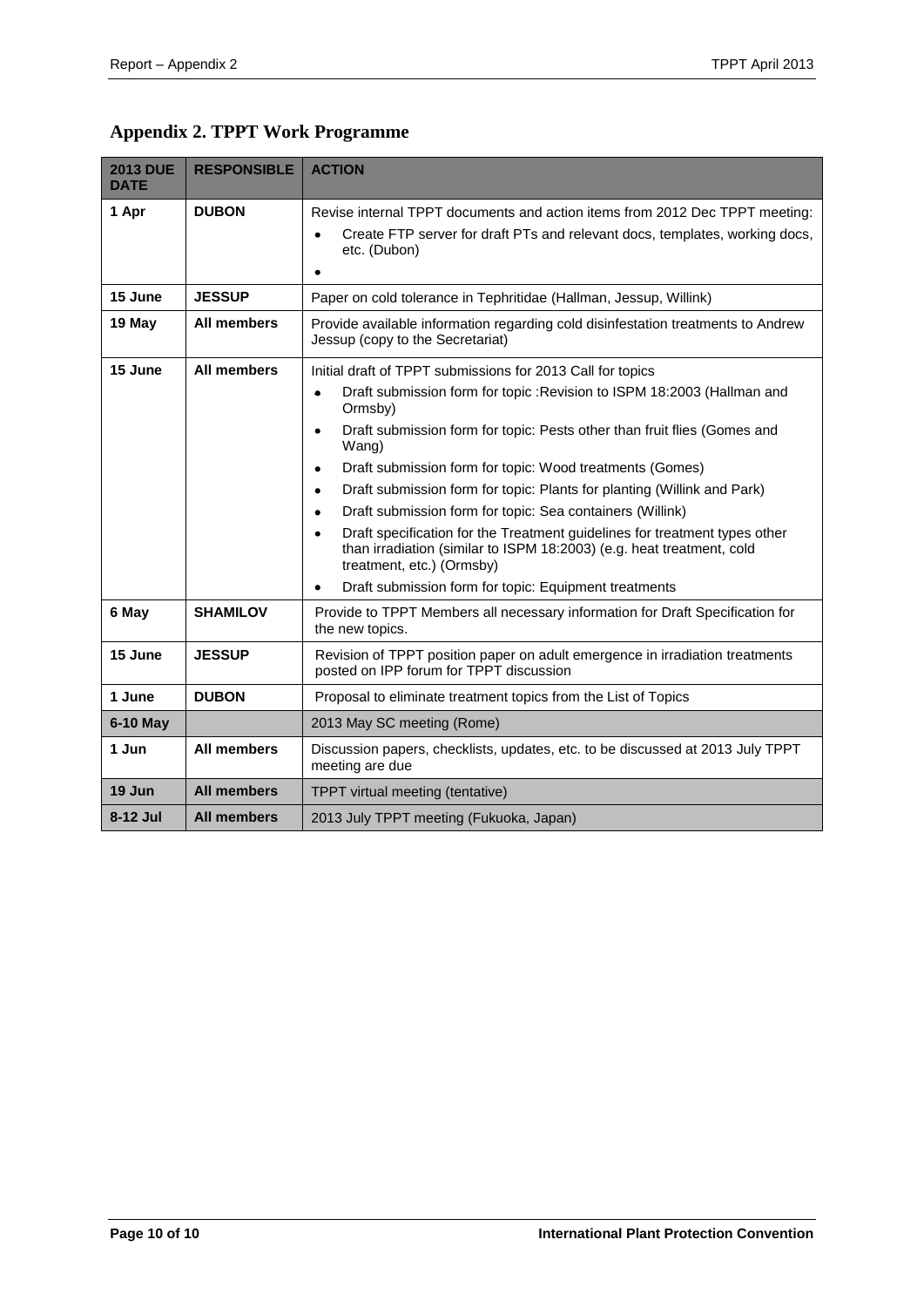## Appendix 2. TPPT Work Programme

| 2013 DUE DATE | RESPONSIBLE | ACTION |
|---|---|---|
| **1 Apr** | **DUBON** | Revise internal TPPT documents and action items from 2012 Dec TPPT meeting:<br>• Create FTP server for draft PTs and relevant docs, templates, working docs, etc. (Dubon)<br>• |
| **15 June** | **JESSUP** | Paper on cold tolerance in Tephritidae (Hallman, Jessup, Willink) |
| **19 May** | **All members** | Provide available information regarding cold disinfestation treatments to Andrew Jessup (copy to the Secretariat) |
| **15 June** | **All members** | Initial draft of TPPT submissions for 2013 Call for topics<br>• Draft submission form for topic :Revision to ISPM 18:2003 (Hallman and Ormsby)<br>• Draft submission form for topic: Pests other than fruit flies (Gomes and Wang)<br>• Draft submission form for topic: Wood treatments (Gomes)<br>• Draft submission form for topic: Plants for planting (Willink and Park)<br>• Draft submission form for topic: Sea containers (Willink)<br>• Draft specification for the Treatment guidelines for treatment types other than irradiation (similar to ISPM 18:2003) (e.g. heat treatment, cold treatment, etc.) (Ormsby)<br>• Draft submission form for topic: Equipment treatments |
| **6 May** | **SHAMILOV** | Provide to TPPT Members all necessary information for Draft Specification for the new topics. |
| **15 June** | **JESSUP** | Revision of TPPT position paper on adult emergence in irradiation treatments posted on IPP forum for TPPT discussion |
| **1 June** | **DUBON** | Proposal to eliminate treatment topics from the List of Topics |
| **6-10 May** | | 2013 May SC meeting (Rome) |
| **1 Jun** | **All members** | Discussion papers, checklists, updates, etc. to be discussed at 2013 July TPPT meeting are due |
| **19 Jun** | **All members** | TPPT virtual meeting (tentative) |
| **8-12 Jul** | **All members** | 2013 July TPPT meeting (Fukuoka, Japan) |